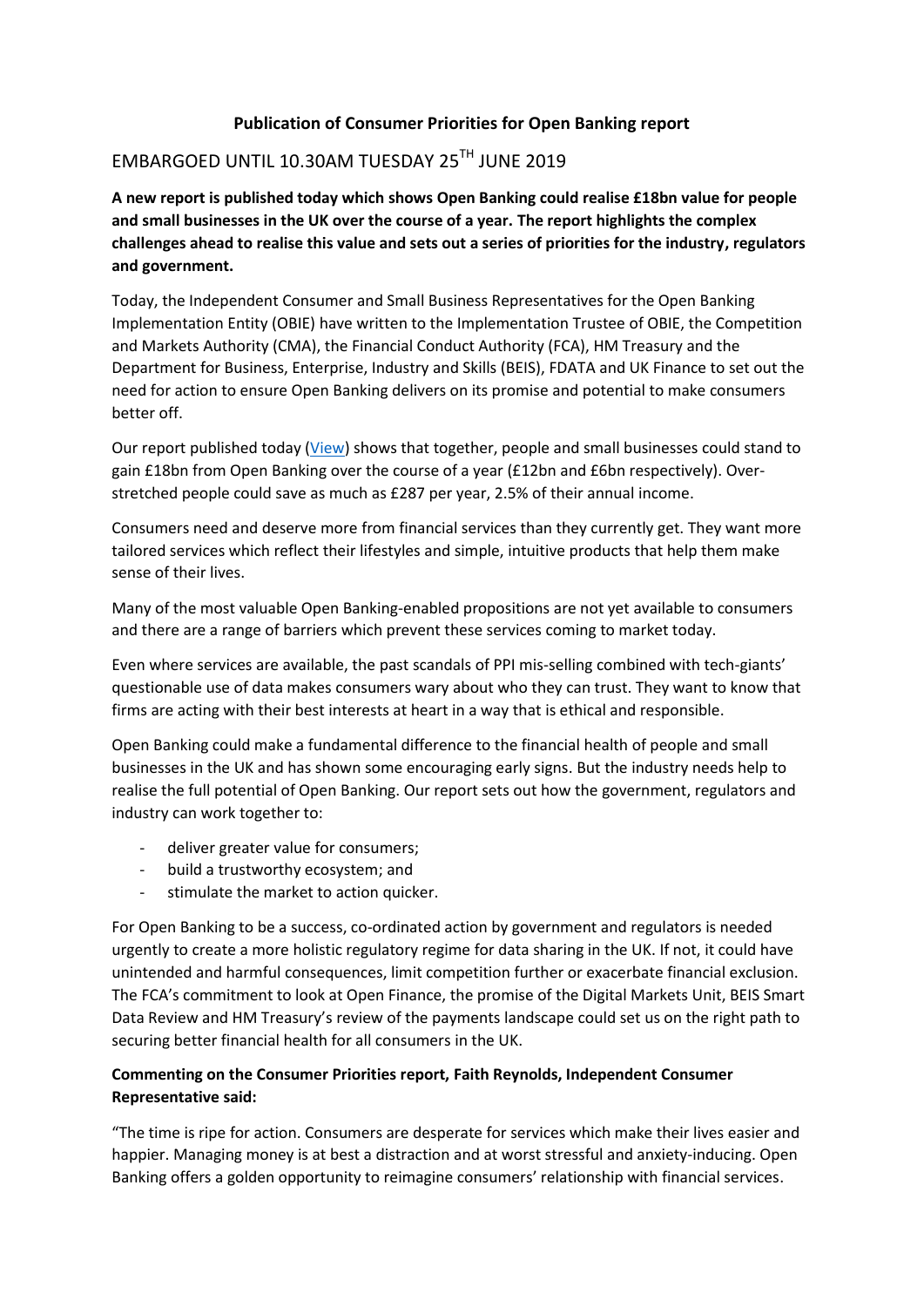**Publication of Consumer Priorities for Open Banking report**

EMBARGOED UNTIL 10.30AM TUESDAY 25TH JUNE 2019

**A new report is published today which shows Open Banking could realise £18bn value for people and small businesses in the UK over the course of a year. The report highlights the complex challenges ahead to realise this value and sets out a series of priorities for the industry, regulators and government.**

Today, the Independent Consumer and Small Business Representatives for the Open Banking Implementation Entity (OBIE) have written to the Implementation Trustee of OBIE, the Competition and Markets Authority (CMA), the Financial Conduct Authority (FCA), HM Treasury and the Department for Business, Enterprise, Industry and Skills (BEIS), FDATA and UK Finance to set out the need for action to ensure Open Banking delivers on its promise and potential to make consumers better off.

Our report published today (View) shows that together, people and small businesses could stand to gain £18bn from Open Banking over the course of a year (£12bn and £6bn respectively). Over-stretched people could save as much as £287 per year, 2.5% of their annual income.

Consumers need and deserve more from financial services than they currently get. They want more tailored services which reflect their lifestyles and simple, intuitive products that help them make sense of their lives.

Many of the most valuable Open Banking-enabled propositions are not yet available to consumers and there are a range of barriers which prevent these services coming to market today.

Even where services are available, the past scandals of PPI mis-selling combined with tech-giants' questionable use of data makes consumers wary about who they can trust. They want to know that firms are acting with their best interests at heart in a way that is ethical and responsible.

Open Banking could make a fundamental difference to the financial health of people and small businesses in the UK and has shown some encouraging early signs. But the industry needs help to realise the full potential of Open Banking. Our report sets out how the government, regulators and industry can work together to:

- deliver greater value for consumers;
- build a trustworthy ecosystem; and
- stimulate the market to action quicker.

For Open Banking to be a success, co-ordinated action by government and regulators is needed urgently to create a more holistic regulatory regime for data sharing in the UK. If not, it could have unintended and harmful consequences, limit competition further or exacerbate financial exclusion. The FCA's commitment to look at Open Finance, the promise of the Digital Markets Unit, BEIS Smart Data Review and HM Treasury's review of the payments landscape could set us on the right path to securing better financial health for all consumers in the UK.

**Commenting on the Consumer Priorities report, Faith Reynolds, Independent Consumer Representative said:**

"The time is ripe for action. Consumers are desperate for services which make their lives easier and happier. Managing money is at best a distraction and at worst stressful and anxiety-inducing. Open Banking offers a golden opportunity to reimagine consumers' relationship with financial services.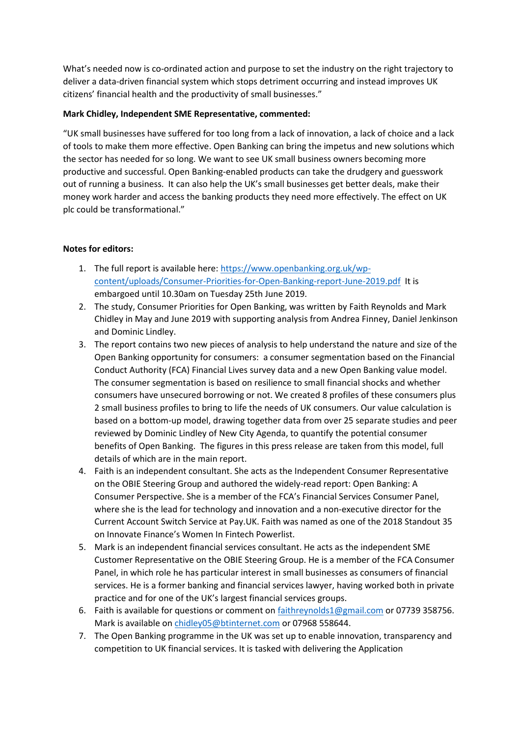What's needed now is co-ordinated action and purpose to set the industry on the right trajectory to deliver a data-driven financial system which stops detriment occurring and instead improves UK citizens' financial health and the productivity of small businesses."

**Mark Chidley, Independent SME Representative, commented:**

"UK small businesses have suffered for too long from a lack of innovation, a lack of choice and a lack of tools to make them more effective. Open Banking can bring the impetus and new solutions which the sector has needed for so long. We want to see UK small business owners becoming more productive and successful. Open Banking-enabled products can take the drudgery and guesswork out of running a business. It can also help the UK's small businesses get better deals, make their money work harder and access the banking products they need more effectively. The effect on UK plc could be transformational."

**Notes for editors:**

1. The full report is available here: [https://www.openbanking.org.uk/wp-content/uploads/Consumer-Priorities-for-Open-Banking-report-June-2019.pdf](https://www.openbanking.org.uk/wp-content/uploads/Consumer-Priorities-for-Open-Banking-report-June-2019.pdf) It is embargoed until 10.30am on Tuesday 25th June 2019.
2. The study, Consumer Priorities for Open Banking, was written by Faith Reynolds and Mark Chidley in May and June 2019 with supporting analysis from Andrea Finney, Daniel Jenkinson and Dominic Lindley.
3. The report contains two new pieces of analysis to help understand the nature and size of the Open Banking opportunity for consumers: a consumer segmentation based on the Financial Conduct Authority (FCA) Financial Lives survey data and a new Open Banking value model. The consumer segmentation is based on resilience to small financial shocks and whether consumers have unsecured borrowing or not. We created 8 profiles of these consumers plus 2 small business profiles to bring to life the needs of UK consumers. Our value calculation is based on a bottom-up model, drawing together data from over 25 separate studies and peer reviewed by Dominic Lindley of New City Agenda, to quantify the potential consumer benefits of Open Banking. The figures in this press release are taken from this model, full details of which are in the main report.
4. Faith is an independent consultant. She acts as the Independent Consumer Representative on the OBIE Steering Group and authored the widely-read report: Open Banking: A Consumer Perspective. She is a member of the FCA's Financial Services Consumer Panel, where she is the lead for technology and innovation and a non-executive director for the Current Account Switch Service at Pay.UK. Faith was named as one of the 2018 Standout 35 on Innovate Finance's Women In Fintech Powerlist.
5. Mark is an independent financial services consultant. He acts as the independent SME Customer Representative on the OBIE Steering Group. He is a member of the FCA Consumer Panel, in which role he has particular interest in small businesses as consumers of financial services. He is a former banking and financial services lawyer, having worked both in private practice and for one of the UK's largest financial services groups.
6. Faith is available for questions or comment on [faithreynolds1@gmail.com](mailto:faithreynolds1@gmail.com) or 07739 358756. Mark is available on [chidley05@btinternet.com](mailto:chidley05@btinternet.com) or 07968 558644.
7. The Open Banking programme in the UK was set up to enable innovation, transparency and competition to UK financial services. It is tasked with delivering the Application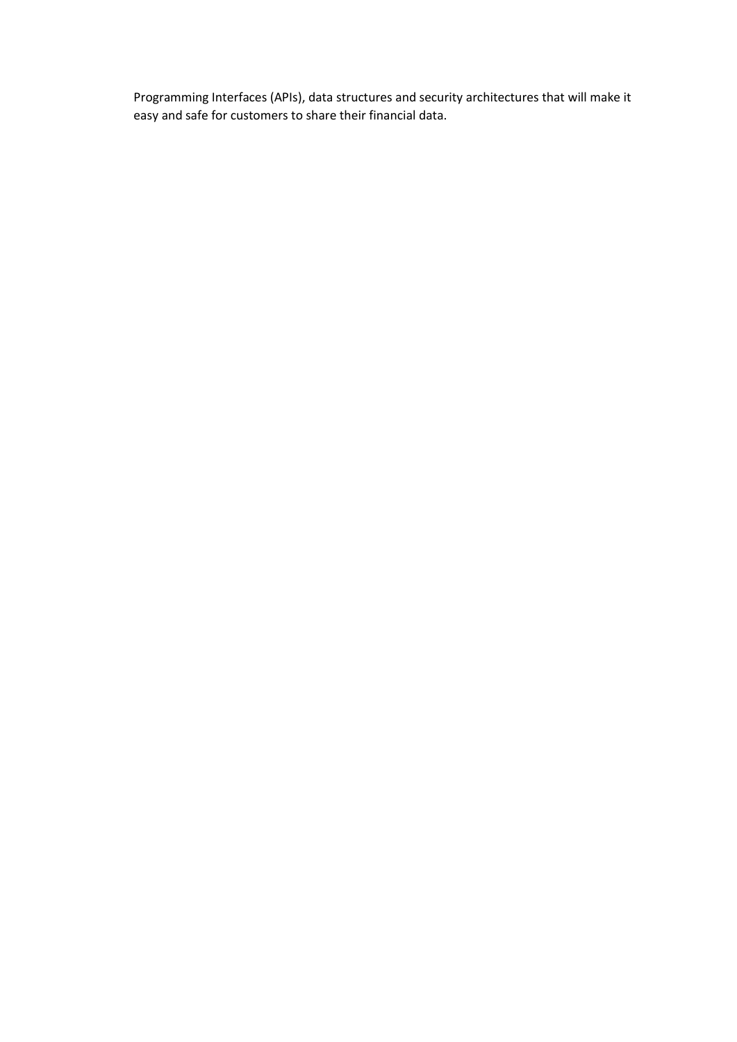Programming Interfaces (APIs), data structures and security architectures that will make it easy and safe for customers to share their financial data.